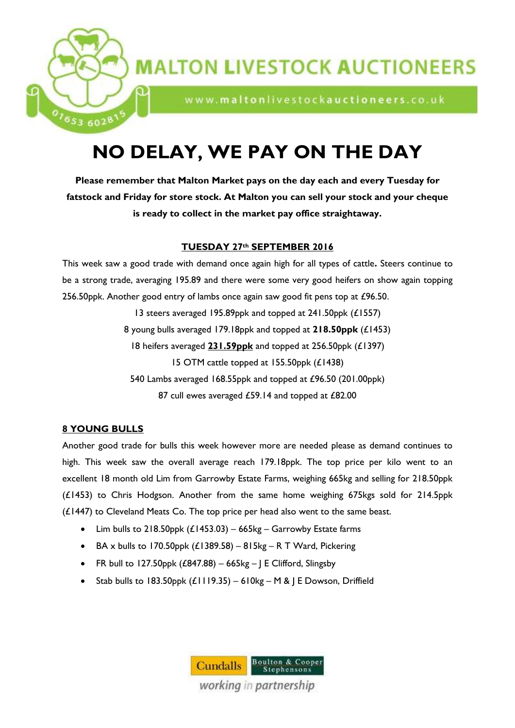# MALTON LIVESTOCK AUCTIONEERS

www.maltonlivestockauctioneers.co.uk

01653 602815

# NO DELAY, WE PAY ON THE DAY

**Please remember that Malton Market pays on the day each and every Tuesday for fatstock and Friday for store stock. At Malton you can sell your stock and your cheque is ready to collect in the market pay office straightaway.**

## TUESDAY 27th SEPTEMBER 2016

This week saw a good trade with demand once again high for all types of cattle**.** Steers continue to be a strong trade, averaging 195.89 and there were some very good heifers on show again topping 256.50ppk. Another good entry of lambs once again saw good fit pens top at £96.50.

13 steers averaged 195.89ppk and topped at 241.50ppk (£1557)

8 young bulls averaged 179.18ppk and topped at **218.50ppk** (£1453)

18 heifers averaged **231.59ppk** and topped at 256.50ppk (£1397)

15 OTM cattle topped at 155.50ppk (£1438)

540 Lambs averaged 168.55ppk and topped at £96.50 (201.00ppk)

87 cull ewes averaged £59.14 and topped at £82.00

## 8 YOUNG BULLS

Another good trade for bulls this week however more are needed please as demand continues to high. This week saw the overall average reach 179.18ppk. The top price per kilo went to an excellent 18 month old Lim from Garrowby Estate Farms, weighing 665kg and selling for 218.50ppk (£1453) to Chris Hodgson. Another from the same home weighing 675kgs sold for 214.5ppk (£1447) to Cleveland Meats Co. The top price per head also went to the same beast.

- Lim bulls to 218.50ppk (£1453.03) – 665kg – Garrowby Estate farms
- BA x bulls to 170.50ppk (£1389.58) – 815kg – R T Ward, Pickering
- FR bull to 127.50ppk (£847.88) – 665kg – J E Clifford, Slingsby
- Stab bulls to 183.50ppk (£1119.35) – 610kg – M & J E Dowson, Driffield

Cundalls | Boulton & Cooper Stephensons

working in partnership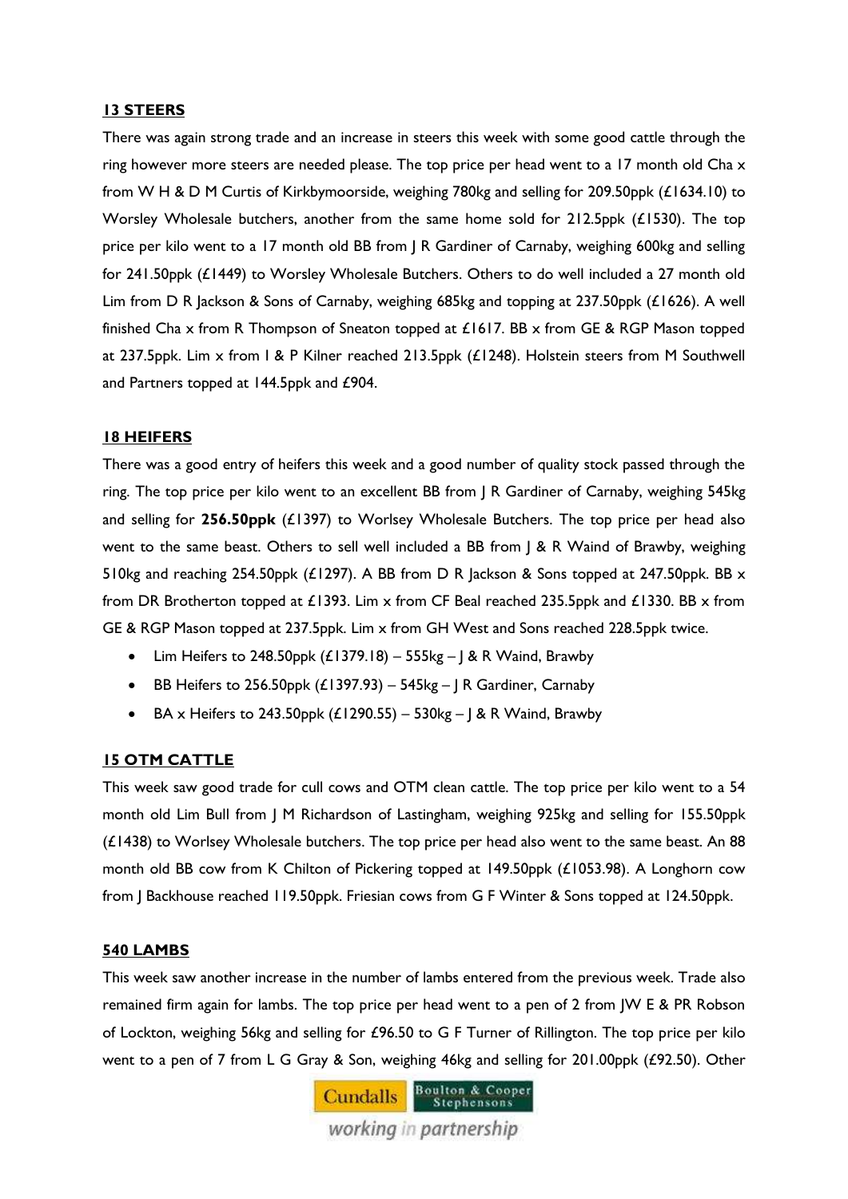**13 STEERS**

There was again strong trade and an increase in steers this week with some good cattle through the ring however more steers are needed please. The top price per head went to a 17 month old Cha x from W H & D M Curtis of Kirkbymoorside, weighing 780kg and selling for 209.50ppk (£1634.10) to Worsley Wholesale butchers, another from the same home sold for 212.5ppk (£1530). The top price per kilo went to a 17 month old BB from J R Gardiner of Carnaby, weighing 600kg and selling for 241.50ppk (£1449) to Worsley Wholesale Butchers. Others to do well included a 27 month old Lim from D R Jackson & Sons of Carnaby, weighing 685kg and topping at 237.50ppk (£1626). A well finished Cha x from R Thompson of Sneaton topped at £1617. BB x from GE & RGP Mason topped at 237.5ppk. Lim x from I & P Kilner reached 213.5ppk (£1248). Holstein steers from M Southwell and Partners topped at 144.5ppk and £904.

**18 HEIFERS**

There was a good entry of heifers this week and a good number of quality stock passed through the ring. The top price per kilo went to an excellent BB from J R Gardiner of Carnaby, weighing 545kg and selling for **256.50ppk** (£1397) to Worlsey Wholesale Butchers. The top price per head also went to the same beast. Others to sell well included a BB from J & R Waind of Brawby, weighing 510kg and reaching 254.50ppk (£1297). A BB from D R Jackson & Sons topped at 247.50ppk. BB x from DR Brotherton topped at £1393. Lim x from CF Beal reached 235.5ppk and £1330. BB x from GE & RGP Mason topped at 237.5ppk. Lim x from GH West and Sons reached 228.5ppk twice.

- Lim Heifers to 248.50ppk (£1379.18) – 555kg – J & R Waind, Brawby
- BB Heifers to 256.50ppk (£1397.93) – 545kg – J R Gardiner, Carnaby
- BA x Heifers to 243.50ppk (£1290.55) – 530kg – J & R Waind, Brawby

**15 OTM CATTLE**

This week saw good trade for cull cows and OTM clean cattle. The top price per kilo went to a 54 month old Lim Bull from J M Richardson of Lastingham, weighing 925kg and selling for 155.50ppk (£1438) to Worlsey Wholesale butchers. The top price per head also went to the same beast. An 88 month old BB cow from K Chilton of Pickering topped at 149.50ppk (£1053.98). A Longhorn cow from J Backhouse reached 119.50ppk. Friesian cows from G F Winter & Sons topped at 124.50ppk.

**540 LAMBS**

This week saw another increase in the number of lambs entered from the previous week. Trade also remained firm again for lambs. The top price per head went to a pen of 2 from JW E & PR Robson of Lockton, weighing 56kg and selling for £96.50 to G F Turner of Rillington. The top price per kilo went to a pen of 7 from L G Gray & Son, weighing 46kg and selling for 201.00ppk (£92.50). Other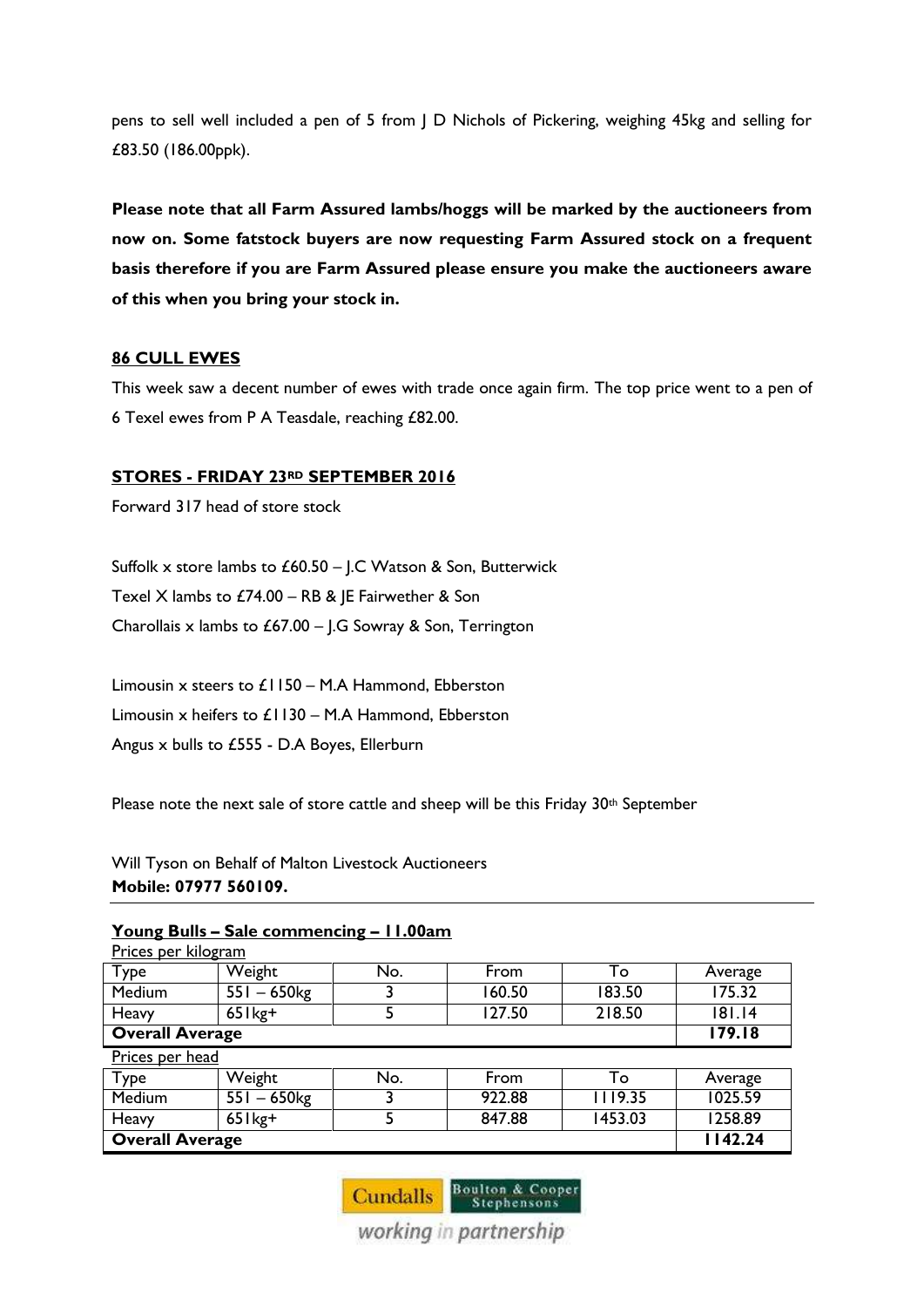pens to sell well included a pen of 5 from J D Nichols of Pickering, weighing 45kg and selling for £83.50 (186.00ppk).

**Please note that all Farm Assured lambs/hoggs will be marked by the auctioneers from now on. Some fatstock buyers are now requesting Farm Assured stock on a frequent basis therefore if you are Farm Assured please ensure you make the auctioneers aware of this when you bring your stock in.**

## 86 CULL EWES

This week saw a decent number of ewes with trade once again firm. The top price went to a pen of 6 Texel ewes from P A Teasdale, reaching £82.00.

## STORES - FRIDAY 23RD SEPTEMBER 2016

Forward 317 head of store stock

Suffolk x store lambs to £60.50 – J.C Watson & Son, Butterwick
Texel X lambs to £74.00 – RB & JE Fairwether & Son
Charollais x lambs to £67.00 – J.G Sowray & Son, Terrington

Limousin x steers to £1150 – M.A Hammond, Ebberston
Limousin x heifers to £1130 – M.A Hammond, Ebberston
Angus x bulls to £555 - D.A Boyes, Ellerburn

Please note the next sale of store cattle and sheep will be this Friday 30th September

Will Tyson on Behalf of Malton Livestock Auctioneers
**Mobile: 07977 560109.**

---

## Young Bulls – Sale commencing – 11.00am

Prices per kilogram

| Type | Weight | No. | From | To | Average |
|---|---|---|---|---|---|
| Medium | 551 – 650kg | 3 | 160.50 | 183.50 | 175.32 |
| Heavy | 651kg+ | 5 | 127.50 | 218.50 | 181.14 |
| **Overall Average** | | | | | **179.18** |

Prices per head

| Type | Weight | No. | From | To | Average |
|---|---|---|---|---|---|
| Medium | 551 – 650kg | 3 | 922.88 | 1119.35 | 1025.59 |
| Heavy | 651kg+ | 5 | 847.88 | 1453.03 | 1258.89 |
| **Overall Average** | | | | | **1142.24** |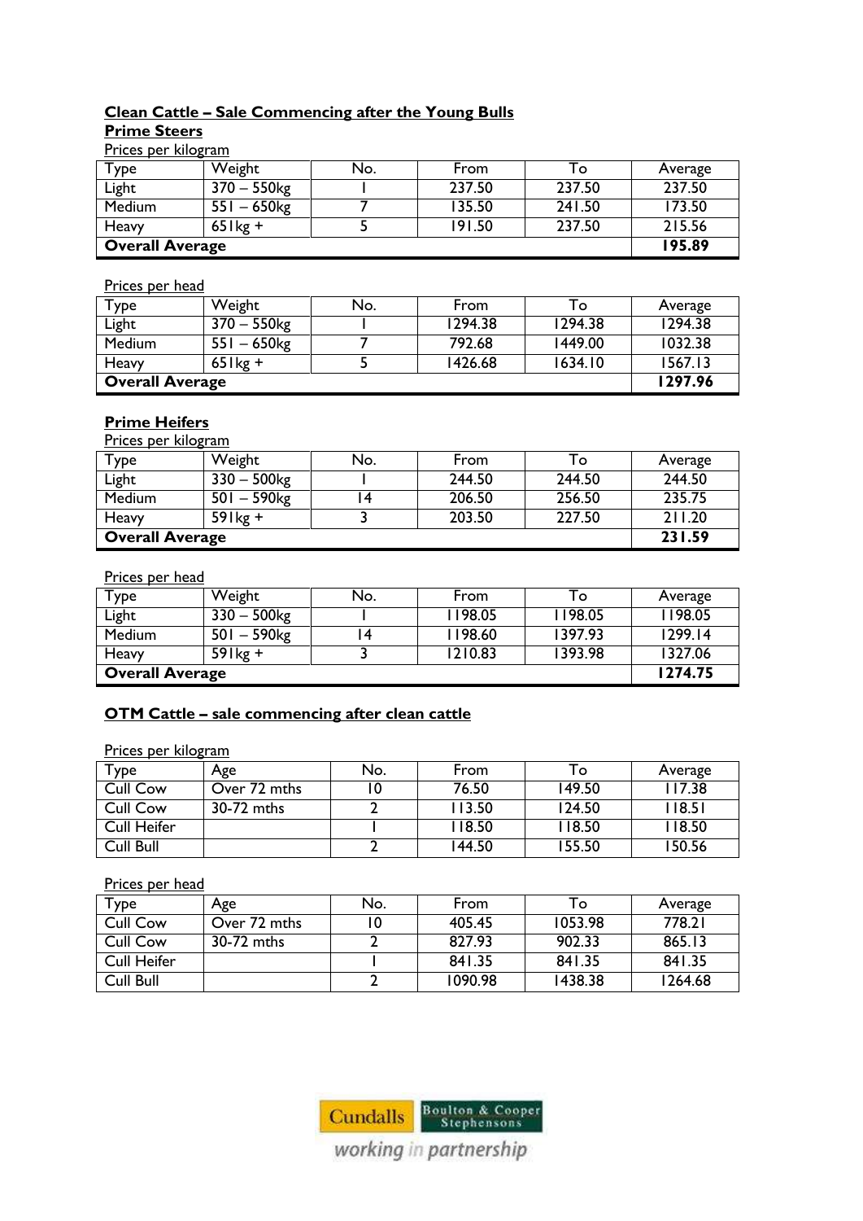## Clean Cattle – Sale Commencing after the Young Bulls

### Prime Steers

Prices per kilogram

| Type | Weight | No. | From | To | Average |
|---|---|---|---|---|---|
| Light | 370 – 550kg | 1 | 237.50 | 237.50 | 237.50 |
| Medium | 551 – 650kg | 7 | 135.50 | 241.50 | 173.50 |
| Heavy | 651kg + | 5 | 191.50 | 237.50 | 215.56 |
| **Overall Average** | | | | | **195.89** |

Prices per head

| Type | Weight | No. | From | To | Average |
|---|---|---|---|---|---|
| Light | 370 – 550kg | 1 | 1294.38 | 1294.38 | 1294.38 |
| Medium | 551 – 650kg | 7 | 792.68 | 1449.00 | 1032.38 |
| Heavy | 651kg + | 5 | 1426.68 | 1634.10 | 1567.13 |
| **Overall Average** | | | | | **1297.96** |

### Prime Heifers

Prices per kilogram

| Type | Weight | No. | From | To | Average |
|---|---|---|---|---|---|
| Light | 330 – 500kg | 1 | 244.50 | 244.50 | 244.50 |
| Medium | 501 – 590kg | 14 | 206.50 | 256.50 | 235.75 |
| Heavy | 591kg + | 3 | 203.50 | 227.50 | 211.20 |
| **Overall Average** | | | | | **231.59** |

Prices per head

| Type | Weight | No. | From | To | Average |
|---|---|---|---|---|---|
| Light | 330 – 500kg | 1 | 1198.05 | 1198.05 | 1198.05 |
| Medium | 501 – 590kg | 14 | 1198.60 | 1397.93 | 1299.14 |
| Heavy | 591kg + | 3 | 1210.83 | 1393.98 | 1327.06 |
| **Overall Average** | | | | | **1274.75** |

## OTM Cattle – sale commencing after clean cattle

Prices per kilogram

| Type | Age | No. | From | To | Average |
|---|---|---|---|---|---|
| Cull Cow | Over 72 mths | 10 | 76.50 | 149.50 | 117.38 |
| Cull Cow | 30-72 mths | 2 | 113.50 | 124.50 | 118.51 |
| Cull Heifer | | 1 | 118.50 | 118.50 | 118.50 |
| Cull Bull | | 2 | 144.50 | 155.50 | 150.56 |

Prices per head

| Type | Age | No. | From | To | Average |
|---|---|---|---|---|---|
| Cull Cow | Over 72 mths | 10 | 405.45 | 1053.98 | 778.21 |
| Cull Cow | 30-72 mths | 2 | 827.93 | 902.33 | 865.13 |
| Cull Heifer | | 1 | 841.35 | 841.35 | 841.35 |
| Cull Bull | | 2 | 1090.98 | 1438.38 | 1264.68 |

Cundalls | Boulton & Cooper Stephensons

working in partnership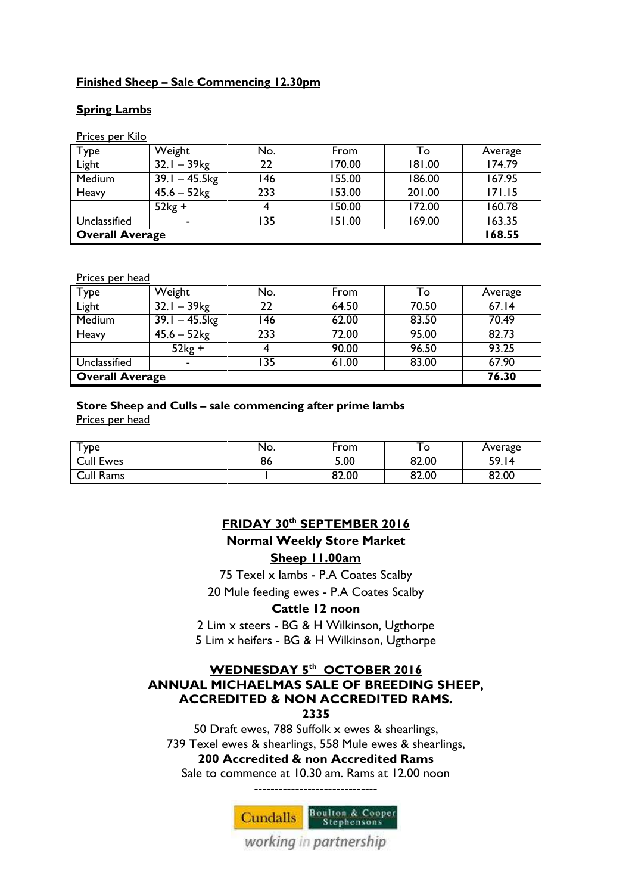**Finished Sheep – Sale Commencing 12.30pm**

**Spring Lambs**

Prices per Kilo

| Type | Weight | No. | From | To | Average |
|---|---|---|---|---|---|
| Light | 32.1 – 39kg | 22 | 170.00 | 181.00 | 174.79 |
| Medium | 39.1 – 45.5kg | 146 | 155.00 | 186.00 | 167.95 |
| Heavy | 45.6 – 52kg | 233 | 153.00 | 201.00 | 171.15 |
| | 52kg + | 4 | 150.00 | 172.00 | 160.78 |
| Unclassified | - | 135 | 151.00 | 169.00 | 163.35 |
| **Overall Average** | | | | | **168.55** |

Prices per head

| Type | Weight | No. | From | To | Average |
|---|---|---|---|---|---|
| Light | 32.1 – 39kg | 22 | 64.50 | 70.50 | 67.14 |
| Medium | 39.1 – 45.5kg | 146 | 62.00 | 83.50 | 70.49 |
| Heavy | 45.6 – 52kg | 233 | 72.00 | 95.00 | 82.73 |
| | 52kg + | 4 | 90.00 | 96.50 | 93.25 |
| Unclassified | - | 135 | 61.00 | 83.00 | 67.90 |
| **Overall Average** | | | | | **76.30** |

**Store Sheep and Culls – sale commencing after prime lambs**

Prices per head

| Type | No. | From | To | Average |
|---|---|---|---|---|
| Cull Ewes | 86 | 5.00 | 82.00 | 59.14 |
| Cull Rams | 1 | 82.00 | 82.00 | 82.00 |

**FRIDAY 30th SEPTEMBER 2016**

**Normal Weekly Store Market**

**Sheep 11.00am**

75 Texel x lambs - P.A Coates Scalby

20 Mule feeding ewes - P.A Coates Scalby

**Cattle 12 noon**

2 Lim x steers - BG & H Wilkinson, Ugthorpe

5 Lim x heifers - BG & H Wilkinson, Ugthorpe

**WEDNESDAY 5th OCTOBER 2016**

**ANNUAL MICHAELMAS SALE OF BREEDING SHEEP, ACCREDITED & NON ACCREDITED RAMS.**

**2335**

50 Draft ewes, 788 Suffolk x ewes & shearlings,

739 Texel ewes & shearlings, 558 Mule ewes & shearlings,

**200 Accredited & non Accredited Rams**

Sale to commence at 10.30 am. Rams at 12.00 noon

------------------------------

Cundalls Boulton & Cooper Stephensons

working in partnership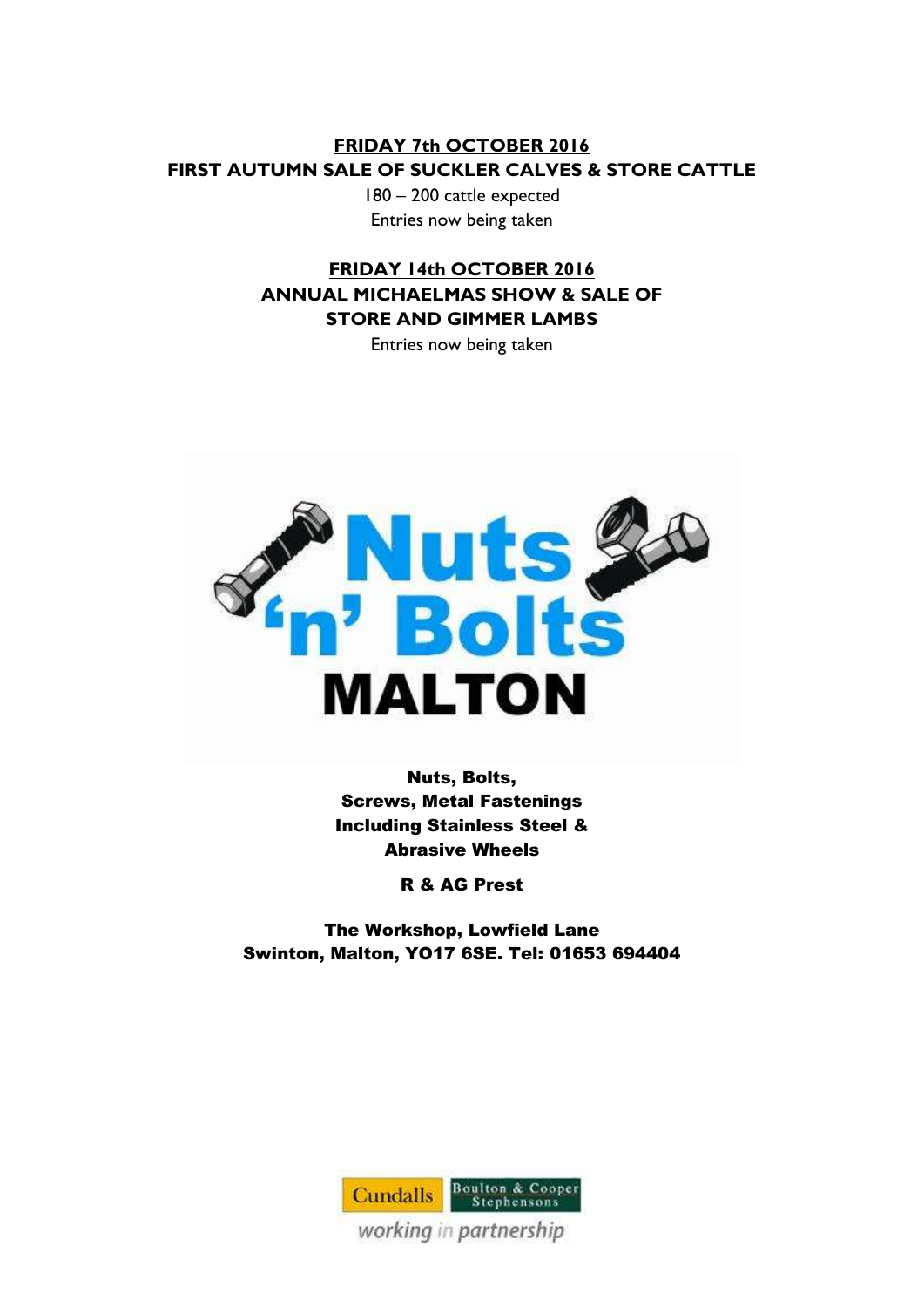**FRIDAY 7th OCTOBER 2016**

**FIRST AUTUMN SALE OF SUCKLER CALVES & STORE CATTLE**

180 – 200 cattle expected

Entries now being taken

**FRIDAY 14th OCTOBER 2016**

**ANNUAL MICHAELMAS SHOW & SALE OF STORE AND GIMMER LAMBS**

Entries now being taken

**Nuts 'n' Bolts MALTON**

**Nuts, Bolts, Screws, Metal Fastenings Including Stainless Steel & Abrasive Wheels**

**R & AG Prest**

**The Workshop, Lowfield Lane Swinton, Malton, YO17 6SE. Tel: 01653 694404**

Cundalls | Boulton & Cooper Stephensons

*working in partnership*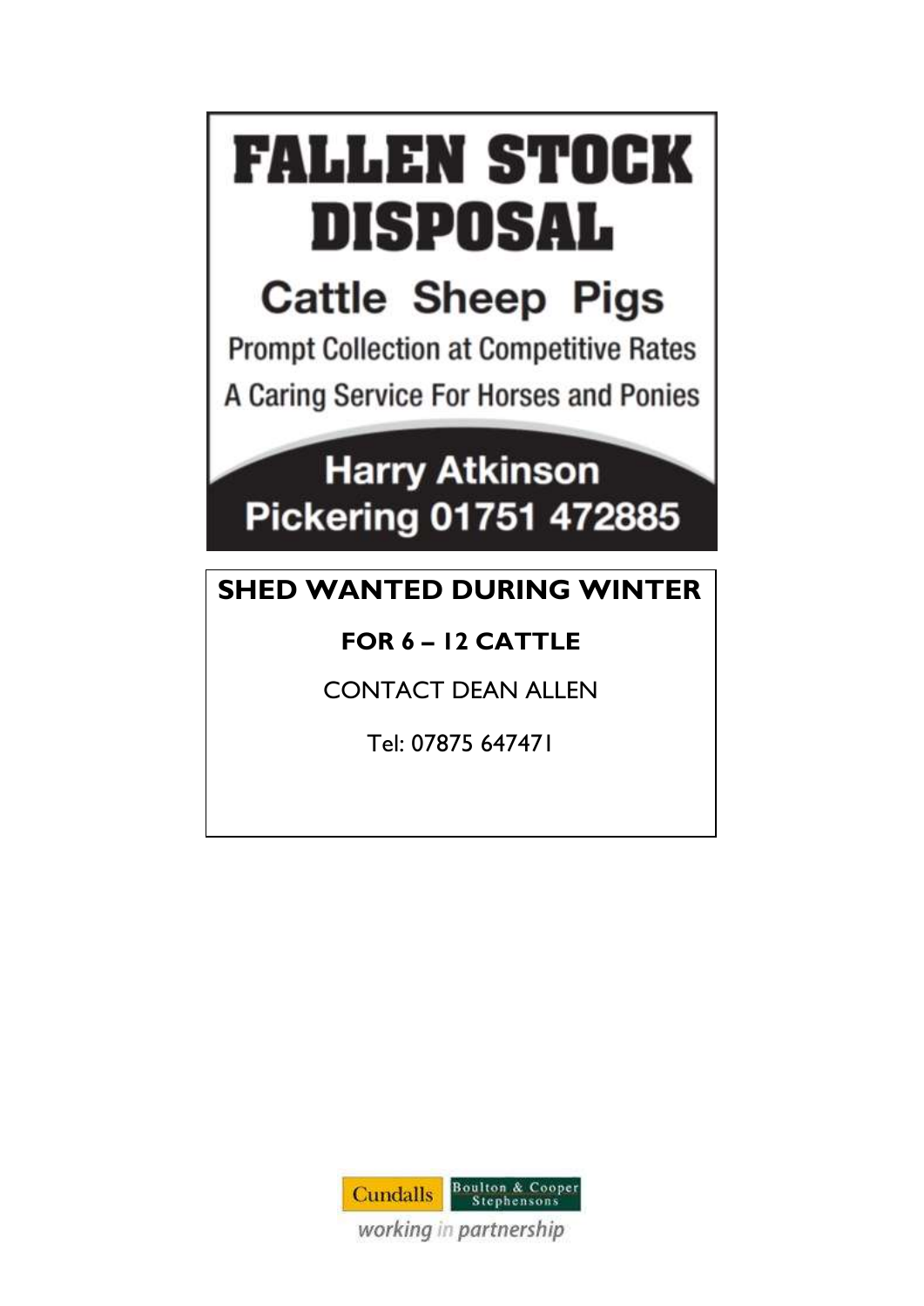# FALLEN STOCK DISPOSAL

## Cattle Sheep Pigs

Prompt Collection at Competitive Rates

A Caring Service For Horses and Ponies

**Harry Atkinson**

**Pickering 01751 472885**

---

**SHED WANTED DURING WINTER**

**FOR 6 – 12 CATTLE**

CONTACT DEAN ALLEN

Tel: 07875 647471

---

Cundalls Boulton & Cooper Stephensons

*working in partnership*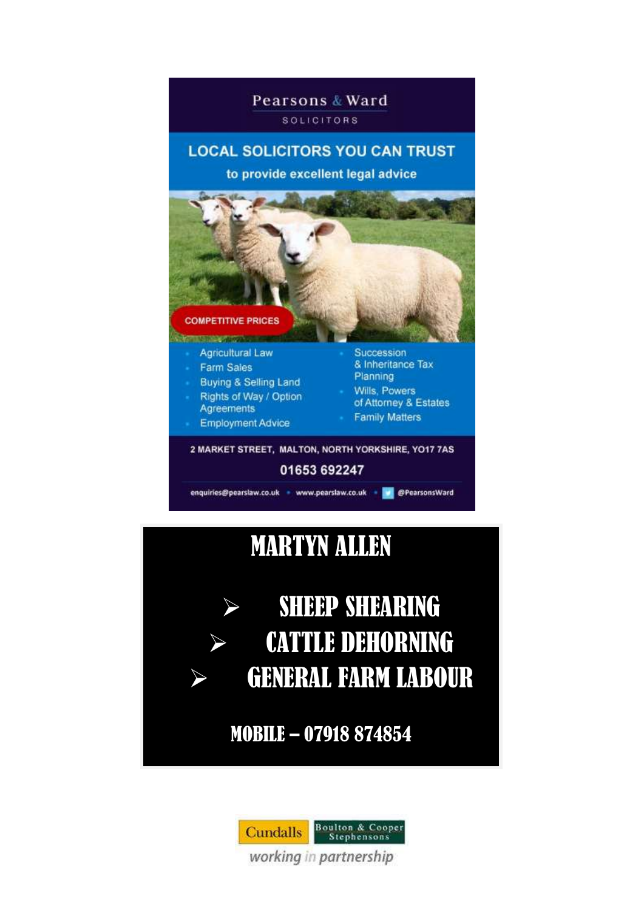Pearsons & Ward

SOLICITORS

## LOCAL SOLICITORS YOU CAN TRUST

to provide excellent legal advice

COMPETITIVE PRICES

- Agricultural Law
- Farm Sales
- Buying & Selling Land
- Rights of Way / Option Agreements
- Employment Advice
- Succession & Inheritance Tax Planning
- Wills, Powers of Attorney & Estates
- Family Matters

2 MARKET STREET, MALTON, NORTH YORKSHIRE, YO17 7AS

01653 692247

enquiries@pearslaw.co.uk • www.pearslaw.co.uk • @PearsonsWard

# MARTYN ALLEN

- SHEEP SHEARING
- CATTLE DEHORNING
- GENERAL FARM LABOUR

**MOBILE – 07918 874854**

Cundalls | Boulton & Cooper Stephensons

*working in partnership*